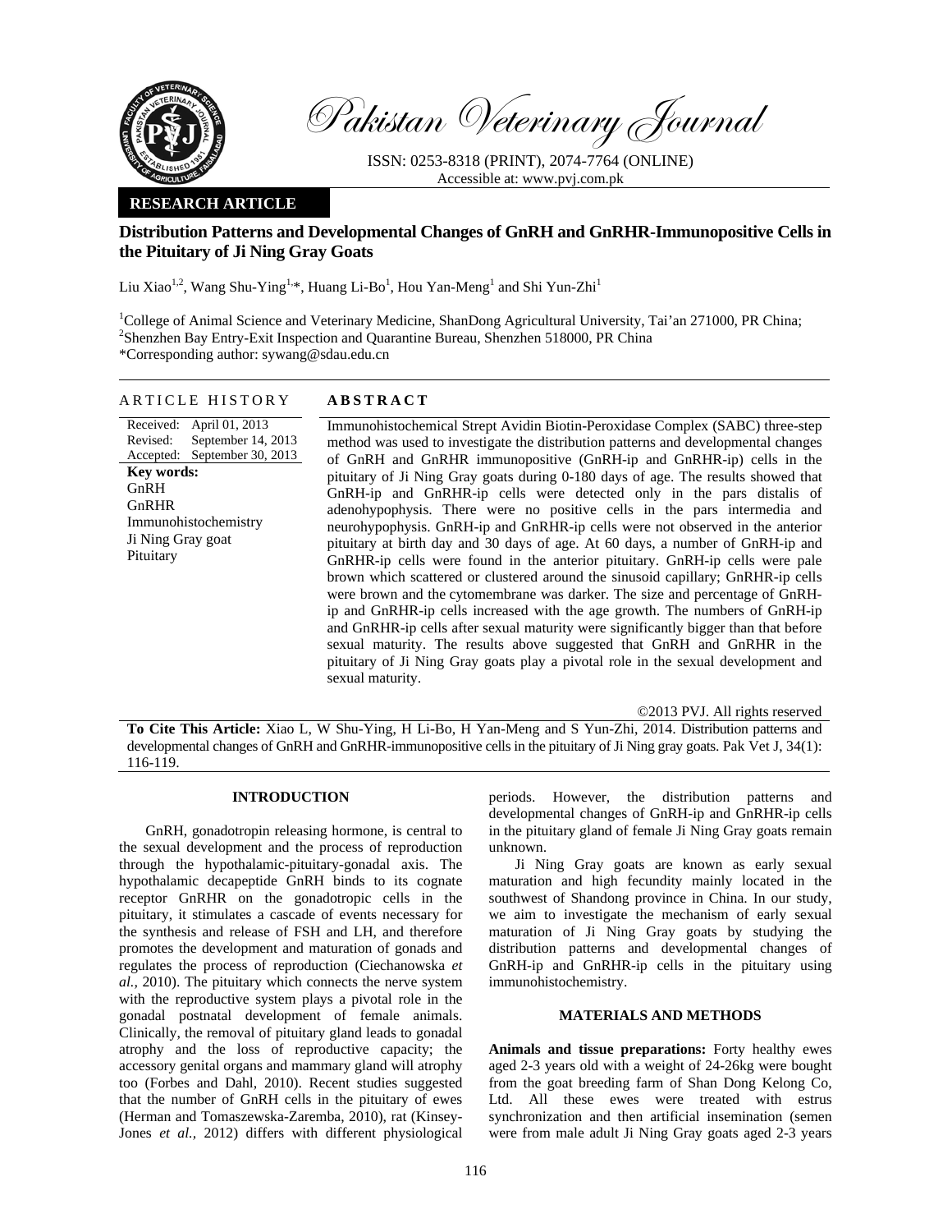Pakistan Veterinary Journal

ISSN: 0253-8318 (PRINT), 2074-7764 (ONLINE)
Accessible at: www.pvj.com.pk

**RESEARCH ARTICLE**

# Distribution Patterns and Developmental Changes of GnRH and GnRHR-Immunopositive Cells in the Pituitary of Ji Ning Gray Goats

Liu Xiao[1,2], Wang Shu-Ying[1,*], Huang Li-Bo[1], Hou Yan-Meng[1] and Shi Yun-Zhi[1]

[1]College of Animal Science and Veterinary Medicine, ShanDong Agricultural University, Tai'an 271000, PR China;
[2]Shenzhen Bay Entry-Exit Inspection and Quarantine Bureau, Shenzhen 518000, PR China
*Corresponding author: sywang@sdau.edu.cn

## ARTICLE HISTORY

Received: April 01, 2013
Revised: September 14, 2013
Accepted: September 30, 2013

**Key words:**
GnRH
GnRHR
Immunohistochemistry
Ji Ning Gray goat
Pituitary

## ABSTRACT

Immunohistochemical Strept Avidin Biotin-Peroxidase Complex (SABC) three-step method was used to investigate the distribution patterns and developmental changes of GnRH and GnRHR immunopositive (GnRH-ip and GnRHR-ip) cells in the pituitary of Ji Ning Gray goats during 0-180 days of age. The results showed that GnRH-ip and GnRHR-ip cells were detected only in the pars distalis of adenohypophysis. There were no positive cells in the pars intermedia and neurohypophysis. GnRH-ip and GnRHR-ip cells were not observed in the anterior pituitary at birth day and 30 days of age. At 60 days, a number of GnRH-ip and GnRHR-ip cells were found in the anterior pituitary. GnRH-ip cells were pale brown which scattered or clustered around the sinusoid capillary; GnRHR-ip cells were brown and the cytomembrane was darker. The size and percentage of GnRH-ip and GnRHR-ip cells increased with the age growth. The numbers of GnRH-ip and GnRHR-ip cells after sexual maturity were significantly bigger than that before sexual maturity. The results above suggested that GnRH and GnRHR in the pituitary of Ji Ning Gray goats play a pivotal role in the sexual development and sexual maturity.

©2013 PVJ. All rights reserved

**To Cite This Article:** Xiao L, W Shu-Ying, H Li-Bo, H Yan-Meng and S Yun-Zhi, 2014. Distribution patterns and developmental changes of GnRH and GnRHR-immunopositive cells in the pituitary of Ji Ning gray goats. Pak Vet J, 34(1): 116-119.

## INTRODUCTION

GnRH, gonadotropin releasing hormone, is central to the sexual development and the process of reproduction through the hypothalamic-pituitary-gonadal axis. The hypothalamic decapeptide GnRH binds to its cognate receptor GnRHR on the gonadotropic cells in the pituitary, it stimulates a cascade of events necessary for the synthesis and release of FSH and LH, and therefore promotes the development and maturation of gonads and regulates the process of reproduction (Ciechanowska *et al.,* 2010). The pituitary which connects the nerve system with the reproductive system plays a pivotal role in the gonadal postnatal development of female animals. Clinically, the removal of pituitary gland leads to gonadal atrophy and the loss of reproductive capacity; the accessory genital organs and mammary gland will atrophy too (Forbes and Dahl, 2010). Recent studies suggested that the number of GnRH cells in the pituitary of ewes (Herman and Tomaszewska-Zaremba, 2010), rat (Kinsey-Jones *et al.,* 2012) differs with different physiological periods. However, the distribution patterns and developmental changes of GnRH-ip and GnRHR-ip cells in the pituitary gland of female Ji Ning Gray goats remain unknown.

Ji Ning Gray goats are known as early sexual maturation and high fecundity mainly located in the southwest of Shandong province in China. In our study, we aim to investigate the mechanism of early sexual maturation of Ji Ning Gray goats by studying the distribution patterns and developmental changes of GnRH-ip and GnRHR-ip cells in the pituitary using immunohistochemistry.

## MATERIALS AND METHODS

**Animals and tissue preparations:** Forty healthy ewes aged 2-3 years old with a weight of 24-26kg were bought from the goat breeding farm of Shan Dong Kelong Co, Ltd. All these ewes were treated with estrus synchronization and then artificial insemination (semen were from male adult Ji Ning Gray goats aged 2-3 years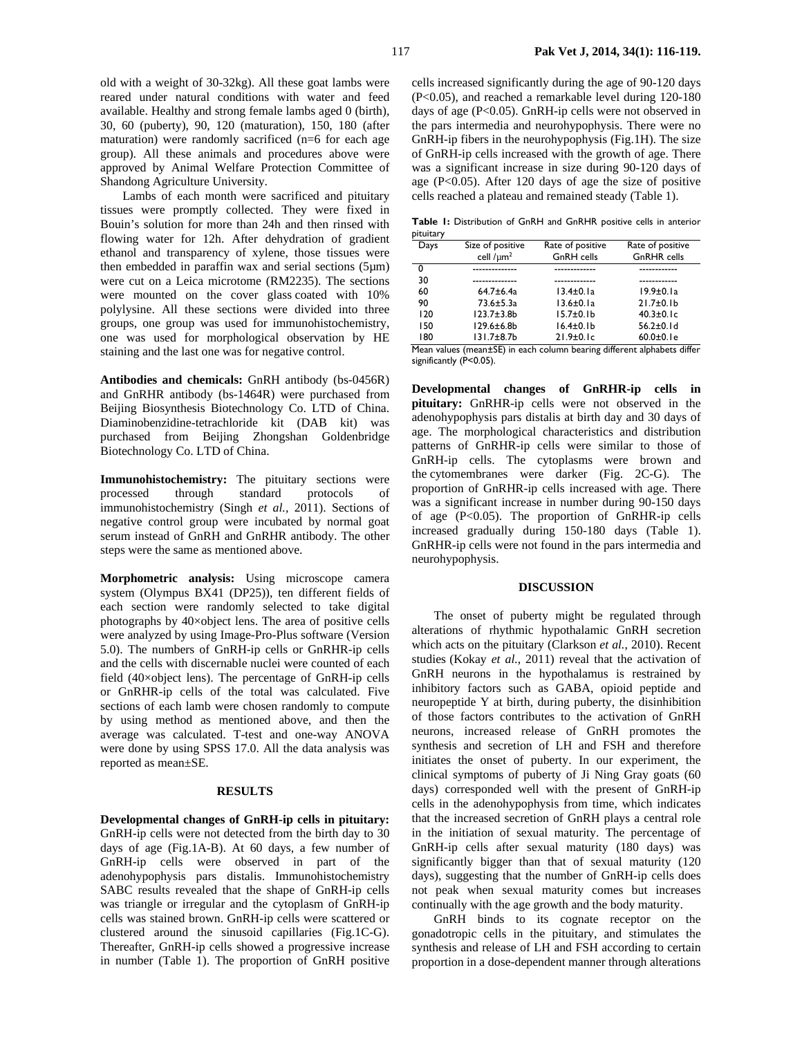old with a weight of 30-32kg). All these goat lambs were reared under natural conditions with water and feed available. Healthy and strong female lambs aged 0 (birth), 30, 60 (puberty), 90, 120 (maturation), 150, 180 (after maturation) were randomly sacrificed (n=6 for each age group). All these animals and procedures above were approved by Animal Welfare Protection Committee of Shandong Agriculture University.

Lambs of each month were sacrificed and pituitary tissues were promptly collected. They were fixed in Bouin's solution for more than 24h and then rinsed with flowing water for 12h. After dehydration of gradient ethanol and transparency of xylene, those tissues were then embedded in paraffin wax and serial sections (5µm) were cut on a Leica microtome (RM2235). The sections were mounted on the cover glass coated with 10% polylysine. All these sections were divided into three groups, one group was used for immunohistochemistry, one was used for morphological observation by HE staining and the last one was for negative control.

**Antibodies and chemicals:** GnRH antibody (bs-0456R) and GnRHR antibody (bs-1464R) were purchased from Beijing Biosynthesis Biotechnology Co. LTD of China. Diaminobenzidine-tetrachloride kit (DAB kit) was purchased from Beijing Zhongshan Goldenbridge Biotechnology Co. LTD of China.

**Immunohistochemistry:** The pituitary sections were processed through standard protocols of immunohistochemistry (Singh *et al.,* 2011). Sections of negative control group were incubated by normal goat serum instead of GnRH and GnRHR antibody. The other steps were the same as mentioned above.

**Morphometric analysis:** Using microscope camera system (Olympus BX41 (DP25)), ten different fields of each section were randomly selected to take digital photographs by 40×object lens. The area of positive cells were analyzed by using Image-Pro-Plus software (Version 5.0). The numbers of GnRH-ip cells or GnRHR-ip cells and the cells with discernable nuclei were counted of each field (40×object lens). The percentage of GnRH-ip cells or GnRHR-ip cells of the total was calculated. Five sections of each lamb were chosen randomly to compute by using method as mentioned above, and then the average was calculated. T-test and one-way ANOVA were done by using SPSS 17.0. All the data analysis was reported as mean±SE.

## RESULTS

**Developmental changes of GnRH-ip cells in pituitary:** GnRH-ip cells were not detected from the birth day to 30 days of age (Fig.1A-B). At 60 days, a few number of GnRH-ip cells were observed in part of the adenohypophysis pars distalis. Immunohistochemistry SABC results revealed that the shape of GnRH-ip cells was triangle or irregular and the cytoplasm of GnRH-ip cells was stained brown. GnRH-ip cells were scattered or clustered around the sinusoid capillaries (Fig.1C-G). Thereafter, GnRH-ip cells showed a progressive increase in number (Table 1). The proportion of GnRH positive cells increased significantly during the age of 90-120 days ($P<0.05$), and reached a remarkable level during 120-180 days of age ($P<0.05$). GnRH-ip cells were not observed in the pars intermedia and neurohypophysis. There were no GnRH-ip fibers in the neurohypophysis (Fig.1H). The size of GnRH-ip cells increased with the growth of age. There was a significant increase in size during 90-120 days of age ($P<0.05$). After 120 days of age the size of positive cells reached a plateau and remained steady (Table 1).

**Table 1:** Distribution of GnRH and GnRHR positive cells in anterior pituitary

| Days | Size of positive cell /µm$^2$ | Rate of positive GnRH cells | Rate of positive GnRHR cells |
|---|---|---|---|
| 0 | -------------- | ------------- | ------------ |
| 30 | -------------- | ------------- | ------------ |
| 60 | 64.7±6.4a | 13.4±0.1a | 19.9±0.1a |
| 90 | 73.6±5.3a | 13.6±0.1a | 21.7±0.1b |
| 120 | 123.7±3.8b | 15.7±0.1b | 40.3±0.1c |
| 150 | 129.6±6.8b | 16.4±0.1b | 56.2±0.1d |
| 180 | 131.7±8.7b | 21.9±0.1c | 60.0±0.1e |

Mean values (mean±SE) in each column bearing different alphabets differ significantly ($P<0.05$).

**Developmental changes of GnRHR-ip cells in pituitary:** GnRHR-ip cells were not observed in the adenohypophysis pars distalis at birth day and 30 days of age. The morphological characteristics and distribution patterns of GnRHR-ip cells were similar to those of GnRH-ip cells. The cytoplasms were brown and the cytomembranes were darker (Fig. 2C-G). The proportion of GnRHR-ip cells increased with age. There was a significant increase in number during 90-150 days of age ($P<0.05$). The proportion of GnRHR-ip cells increased gradually during 150-180 days (Table 1). GnRHR-ip cells were not found in the pars intermedia and neurohypophysis.

## DISCUSSION

The onset of puberty might be regulated through alterations of rhythmic hypothalamic GnRH secretion which acts on the pituitary (Clarkson *et al.*, 2010). Recent studies (Kokay *et al.*, 2011) reveal that the activation of GnRH neurons in the hypothalamus is restrained by inhibitory factors such as GABA, opioid peptide and neuropeptide Y at birth, during puberty, the disinhibition of those factors contributes to the activation of GnRH neurons, increased release of GnRH promotes the synthesis and secretion of LH and FSH and therefore initiates the onset of puberty. In our experiment, the clinical symptoms of puberty of Ji Ning Gray goats (60 days) corresponded well with the present of GnRH-ip cells in the adenohypophysis from time, which indicates that the increased secretion of GnRH plays a central role in the initiation of sexual maturity. The percentage of GnRH-ip cells after sexual maturity (180 days) was significantly bigger than that of sexual maturity (120 days), suggesting that the number of GnRH-ip cells does not peak when sexual maturity comes but increases continually with the age growth and the body maturity.

GnRH binds to its cognate receptor on the gonadotropic cells in the pituitary, and stimulates the synthesis and release of LH and FSH according to certain proportion in a dose-dependent manner through alterations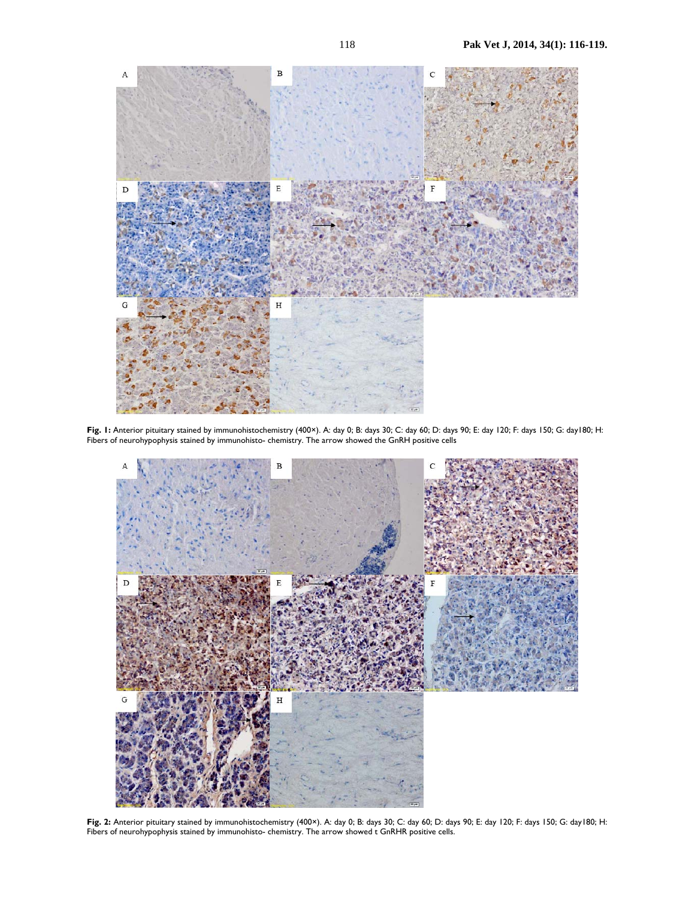**Fig. 1:** Anterior pituitary stained by immunohistochemistry (400×). A: day 0; B: days 30; C: day 60; D: days 90; E: day 120; F: days 150; G: day180; H: Fibers of neurohypophysis stained by immunohisto- chemistry. The arrow showed the GnRH positive cells

**Fig. 2:** Anterior pituitary stained by immunohistochemistry (400×). A: day 0; B: days 30; C: day 60; D: days 90; E: day 120; F: days 150; G: day180; H: Fibers of neurohypophysis stained by immunohisto- chemistry. The arrow showed t GnRHR positive cells.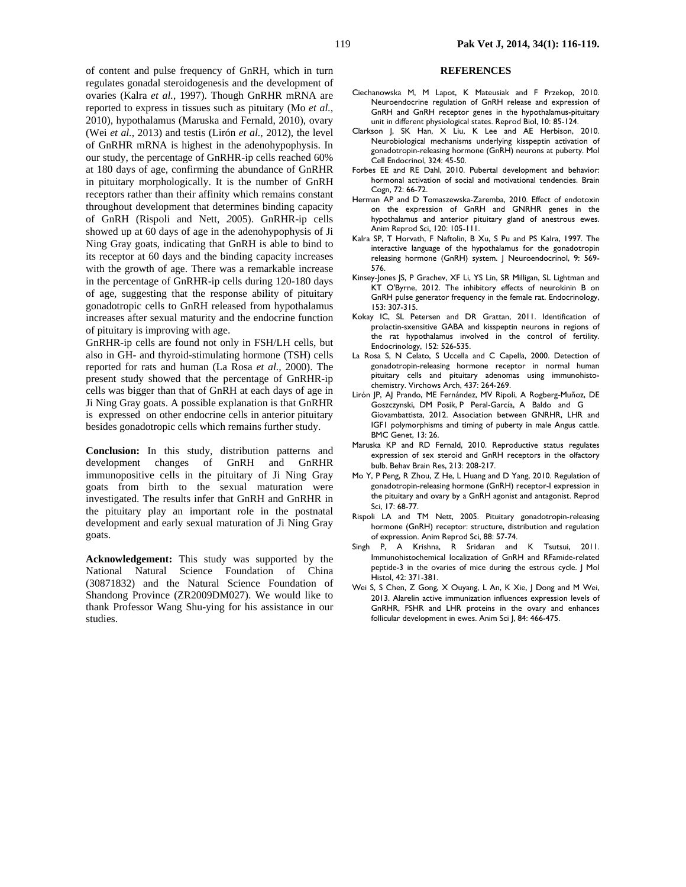of content and pulse frequency of GnRH, which in turn regulates gonadal steroidogenesis and the development of ovaries (Kalra *et al.*, 1997). Though GnRHR mRNA are reported to express in tissues such as pituitary (Mo *et al.*, 2010), hypothalamus (Maruska and Fernald, 2010), ovary (Wei *et al.*, 2013) and testis (Lirón *et al.*, 2012), the level of GnRHR mRNA is highest in the adenohypophysis. In our study, the percentage of GnRHR-ip cells reached 60% at 180 days of age, confirming the abundance of GnRHR in pituitary morphologically. It is the number of GnRH receptors rather than their affinity which remains constant throughout development that determines binding capacity of GnRH (Rispoli and Nett, 2005). GnRHR-ip cells showed up at 60 days of age in the adenohypophysis of Ji Ning Gray goats, indicating that GnRH is able to bind to its receptor at 60 days and the binding capacity increases with the growth of age. There was a remarkable increase in the percentage of GnRHR-ip cells during 120-180 days of age, suggesting that the response ability of pituitary gonadotropic cells to GnRH released from hypothalamus increases after sexual maturity and the endocrine function of pituitary is improving with age.

GnRHR-ip cells are found not only in FSH/LH cells, but also in GH- and thyroid-stimulating hormone (TSH) cells reported for rats and human (La Rosa *et al.*, 2000). The present study showed that the percentage of GnRHR-ip cells was bigger than that of GnRH at each days of age in Ji Ning Gray goats. A possible explanation is that GnRHR is expressed on other endocrine cells in anterior pituitary besides gonadotropic cells which remains further study.

**Conclusion:** In this study, distribution patterns and development changes of GnRH and GnRHR immunopositive cells in the pituitary of Ji Ning Gray goats from birth to the sexual maturation were investigated. The results infer that GnRH and GnRHR in the pituitary play an important role in the postnatal development and early sexual maturation of Ji Ning Gray goats.

**Acknowledgement:** This study was supported by the National Natural Science Foundation of China (30871832) and the Natural Science Foundation of Shandong Province (ZR2009DM027). We would like to thank Professor Wang Shu-ying for his assistance in our studies.

## REFERENCES

Ciechanowska M, M Lapot, K Mateusiak and F Przekop, 2010. Neuroendocrine regulation of GnRH release and expression of GnRH and GnRH receptor genes in the hypothalamus-pituitary unit in different physiological states. Reprod Biol, 10: 85-124.

Clarkson J, SK Han, X Liu, K Lee and AE Herbison, 2010. Neurobiological mechanisms underlying kisspeptin activation of gonadotropin-releasing hormone (GnRH) neurons at puberty. Mol Cell Endocrinol, 324: 45-50.

Forbes EE and RE Dahl, 2010. Pubertal development and behavior: hormonal activation of social and motivational tendencies. Brain Cogn, 72: 66-72.

Herman AP and D Tomaszewska-Zaremba, 2010. Effect of endotoxin on the expression of GnRH and GNRHR genes in the hypothalamus and anterior pituitary gland of anestrous ewes. Anim Reprod Sci, 120: 105-111.

Kalra SP, T Horvath, F Naftolin, B Xu, S Pu and PS Kalra, 1997. The interactive language of the hypothalamus for the gonadotropin releasing hormone (GnRH) system. J Neuroendocrinol, 9: 569-576.

Kinsey-Jones JS, P Grachev, XF Li, YS Lin, SR Milligan, SL Lightman and KT O'Byrne, 2012. The inhibitory effects of neurokinin B on GnRH pulse generator frequency in the female rat. Endocrinology, 153: 307-315.

Kokay IC, SL Petersen and DR Grattan, 2011. Identification of prolactin-sxensitive GABA and kisspeptin neurons in regions of the rat hypothalamus involved in the control of fertility. Endocrinology, 152: 526-535.

La Rosa S, N Celato, S Uccella and C Capella, 2000. Detection of gonadotropin-releasing hormone receptor in normal human pituitary cells and pituitary adenomas using immunohisto-chemistry. Virchows Arch, 437: 264-269.

Lirón JP, AJ Prando, ME Fernández, MV Ripoli, A Rogberg-Muñoz, DE Goszczynski, DM Posik, P Peral-García, A Baldo and G Giovambattista, 2012. Association between GNRHR, LHR and IGF1 polymorphisms and timing of puberty in male Angus cattle. BMC Genet, 13: 26.

Maruska KP and RD Fernald, 2010. Reproductive status regulates expression of sex steroid and GnRH receptors in the olfactory bulb. Behav Brain Res, 213: 208-217.

Mo Y, P Peng, R Zhou, Z He, L Huang and D Yang, 2010. Regulation of gonadotropin-releasing hormone (GnRH) receptor-I expression in the pituitary and ovary by a GnRH agonist and antagonist. Reprod Sci, 17: 68-77.

Rispoli LA and TM Nett, 2005. Pituitary gonadotropin-releasing hormone (GnRH) receptor: structure, distribution and regulation of expression. Anim Reprod Sci, 88: 57-74.

Singh P, A Krishna, R Sridaran and K Tsutsui, 2011. Immunohistochemical localization of GnRH and RFamide-related peptide-3 in the ovaries of mice during the estrous cycle. J Mol Histol, 42: 371-381.

Wei S, S Chen, Z Gong, X Ouyang, L An, K Xie, J Dong and M Wei, 2013. Alarelin active immunization influences expression levels of GnRHR, FSHR and LHR proteins in the ovary and enhances follicular development in ewes. Anim Sci J, 84: 466-475.